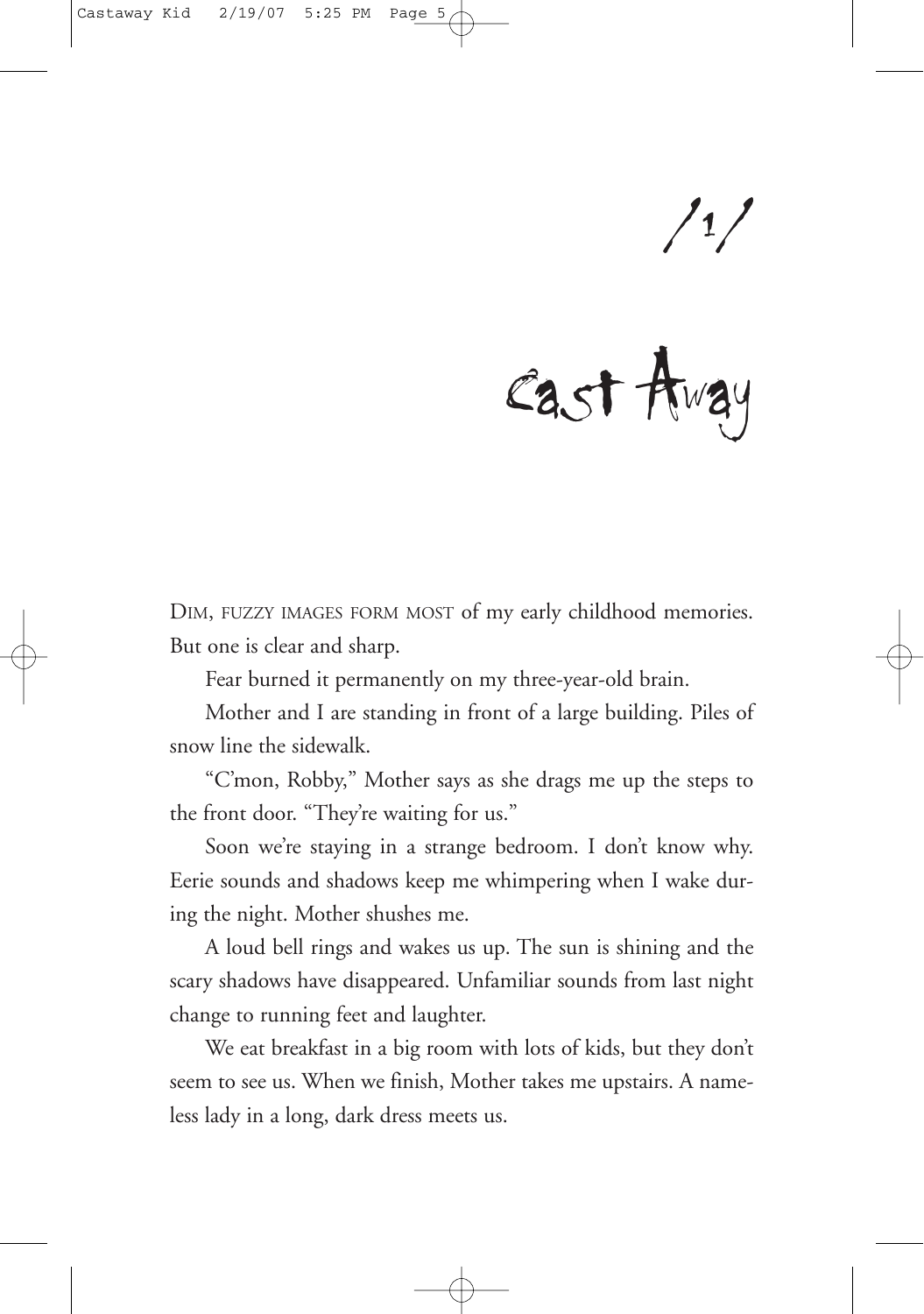# /1/

# Cast Away

DIM, FUZZY IMAGES FORM MOST of my early childhood memories. But one is clear and sharp.

Fear burned it permanently on my three-year-old brain.

Mother and I are standing in front of a large building. Piles of snow line the sidewalk.

"C'mon, Robby," Mother says as she drags me up the steps to the front door. "They're waiting for us."

Soon we're staying in a strange bedroom. I don't know why. Eerie sounds and shadows keep me whimpering when I wake during the night. Mother shushes me.

A loud bell rings and wakes us up. The sun is shining and the scary shadows have disappeared. Unfamiliar sounds from last night change to running feet and laughter.

We eat breakfast in a big room with lots of kids, but they don't seem to see us. When we finish, Mother takes me upstairs. A nameless lady in a long, dark dress meets us.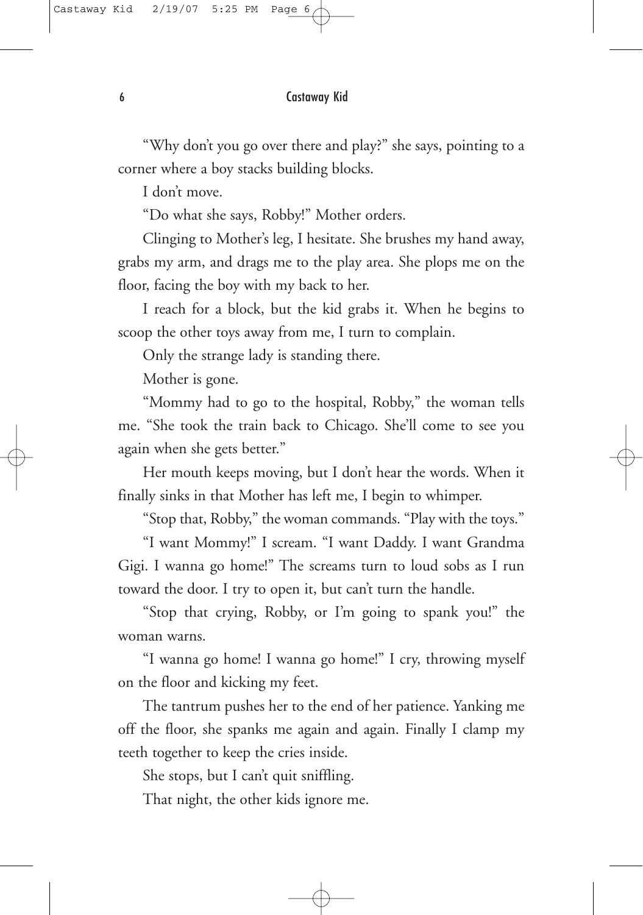"Why don't you go over there and play?" she says, pointing to a corner where a boy stacks building blocks.

I don't move.

"Do what she says, Robby!" Mother orders.

Clinging to Mother's leg, I hesitate. She brushes my hand away, grabs my arm, and drags me to the play area. She plops me on the floor, facing the boy with my back to her.

I reach for a block, but the kid grabs it. When he begins to scoop the other toys away from me, I turn to complain.

Only the strange lady is standing there.

Mother is gone.

"Mommy had to go to the hospital, Robby," the woman tells me. "She took the train back to Chicago. She'll come to see you again when she gets better."

Her mouth keeps moving, but I don't hear the words. When it finally sinks in that Mother has left me, I begin to whimper.

"Stop that, Robby," the woman commands. "Play with the toys."

"I want Mommy!" I scream. "I want Daddy. I want Grandma Gigi. I wanna go home!" The screams turn to loud sobs as I run toward the door. I try to open it, but can't turn the handle.

"Stop that crying, Robby, or I'm going to spank you!" the woman warns.

"I wanna go home! I wanna go home!" I cry, throwing myself on the floor and kicking my feet.

The tantrum pushes her to the end of her patience. Yanking me off the floor, she spanks me again and again. Finally I clamp my teeth together to keep the cries inside.

She stops, but I can't quit sniffling.

That night, the other kids ignore me.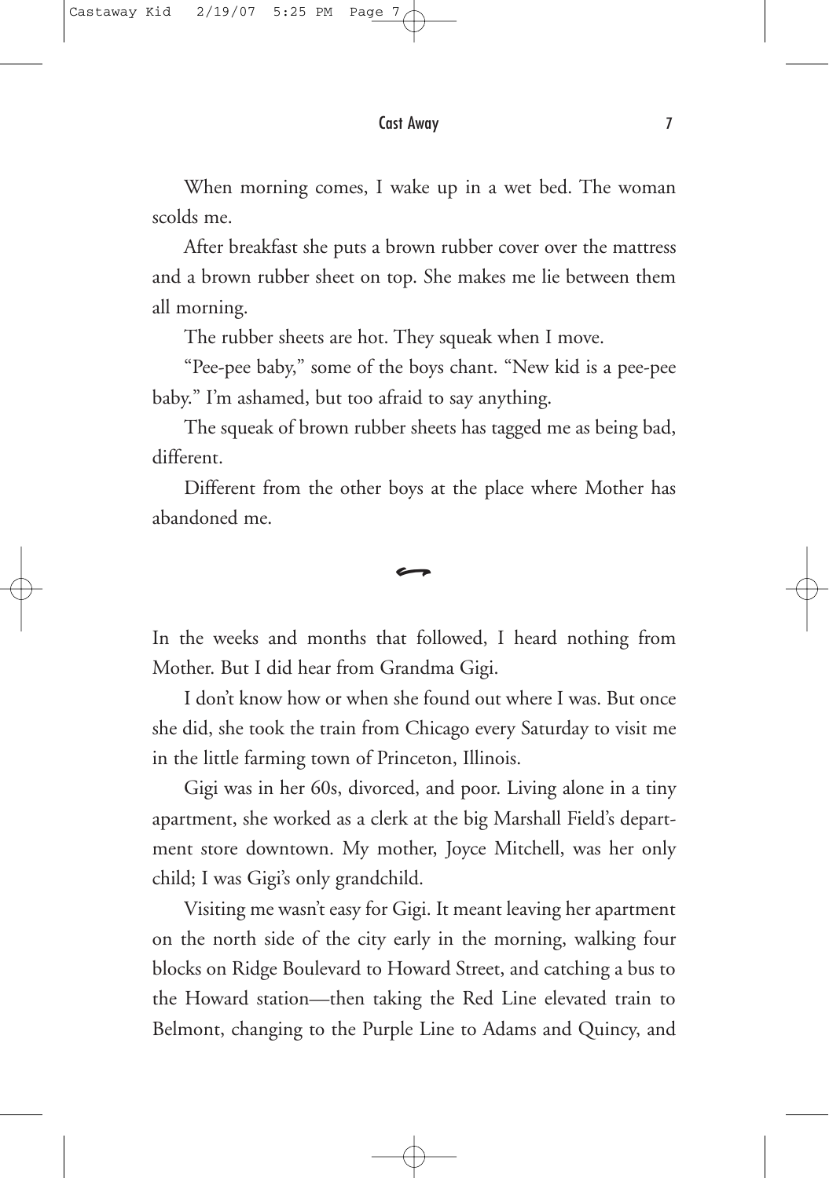When morning comes, I wake up in a wet bed. The woman scolds me.

After breakfast she puts a brown rubber cover over the mattress and a brown rubber sheet on top. She makes me lie between them all morning.

The rubber sheets are hot. They squeak when I move.

"Pee-pee baby," some of the boys chant. "New kid is a pee-pee baby." I'm ashamed, but too afraid to say anything.

The squeak of brown rubber sheets has tagged me as being bad, different.

Different from the other boys at the place where Mother has abandoned me.

~

In the weeks and months that followed, I heard nothing from Mother. But I did hear from Grandma Gigi.

I don't know how or when she found out where I was. But once she did, she took the train from Chicago every Saturday to visit me in the little farming town of Princeton, Illinois.

Gigi was in her 60s, divorced, and poor. Living alone in a tiny apartment, she worked as a clerk at the big Marshall Field's department store downtown. My mother, Joyce Mitchell, was her only child; I was Gigi's only grandchild.

Visiting me wasn't easy for Gigi. It meant leaving her apartment on the north side of the city early in the morning, walking four blocks on Ridge Boulevard to Howard Street, and catching a bus to the Howard station—then taking the Red Line elevated train to Belmont, changing to the Purple Line to Adams and Quincy, and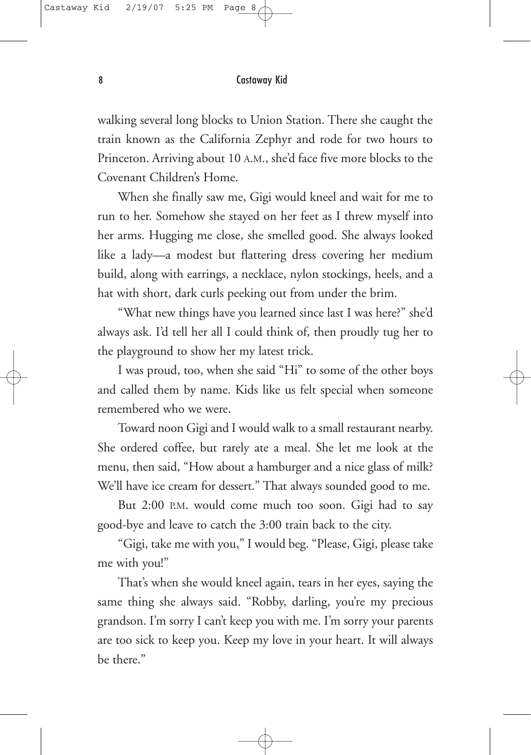walking several long blocks to Union Station. There she caught the train known as the California Zephyr and rode for two hours to Princeton. Arriving about 10 A.M., she'd face five more blocks to the Covenant Children's Home.

When she finally saw me, Gigi would kneel and wait for me to run to her. Somehow she stayed on her feet as I threw myself into her arms. Hugging me close, she smelled good. She always looked like a lady—a modest but flattering dress covering her medium build, along with earrings, a necklace, nylon stockings, heels, and a hat with short, dark curls peeking out from under the brim.

"What new things have you learned since last I was here?" she'd always ask. I'd tell her all I could think of, then proudly tug her to the playground to show her my latest trick.

I was proud, too, when she said "Hi" to some of the other boys and called them by name. Kids like us felt special when someone remembered who we were.

Toward noon Gigi and I would walk to a small restaurant nearby. She ordered coffee, but rarely ate a meal. She let me look at the menu, then said, "How about a hamburger and a nice glass of milk? We'll have ice cream for dessert." That always sounded good to me.

But 2:00 P.M. would come much too soon. Gigi had to say good-bye and leave to catch the 3:00 train back to the city.

"Gigi, take me with you," I would beg. "Please, Gigi, please take me with you!"

That's when she would kneel again, tears in her eyes, saying the same thing she always said. "Robby, darling, you're my precious grandson. I'm sorry I can't keep you with me. I'm sorry your parents are too sick to keep you. Keep my love in your heart. It will always be there."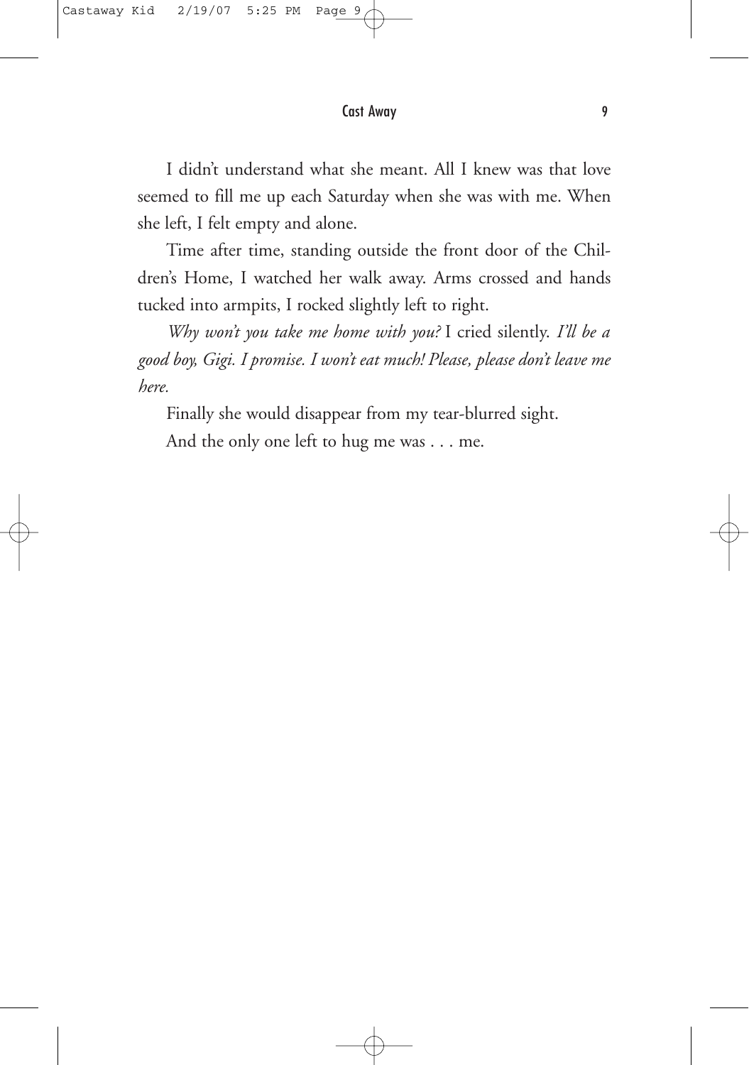I didn't understand what she meant. All I knew was that love seemed to fill me up each Saturday when she was with me. When she left, I felt empty and alone.

Time after time, standing outside the front door of the Children's Home, I watched her walk away. Arms crossed and hands tucked into armpits, I rocked slightly left to right.

*Why won't you take me home with you?* I cried silently. *I'll be a good boy, Gigi. I promise. I won't eat much! Please, please don't leave me here.*

Finally she would disappear from my tear-blurred sight.

And the only one left to hug me was . . . me.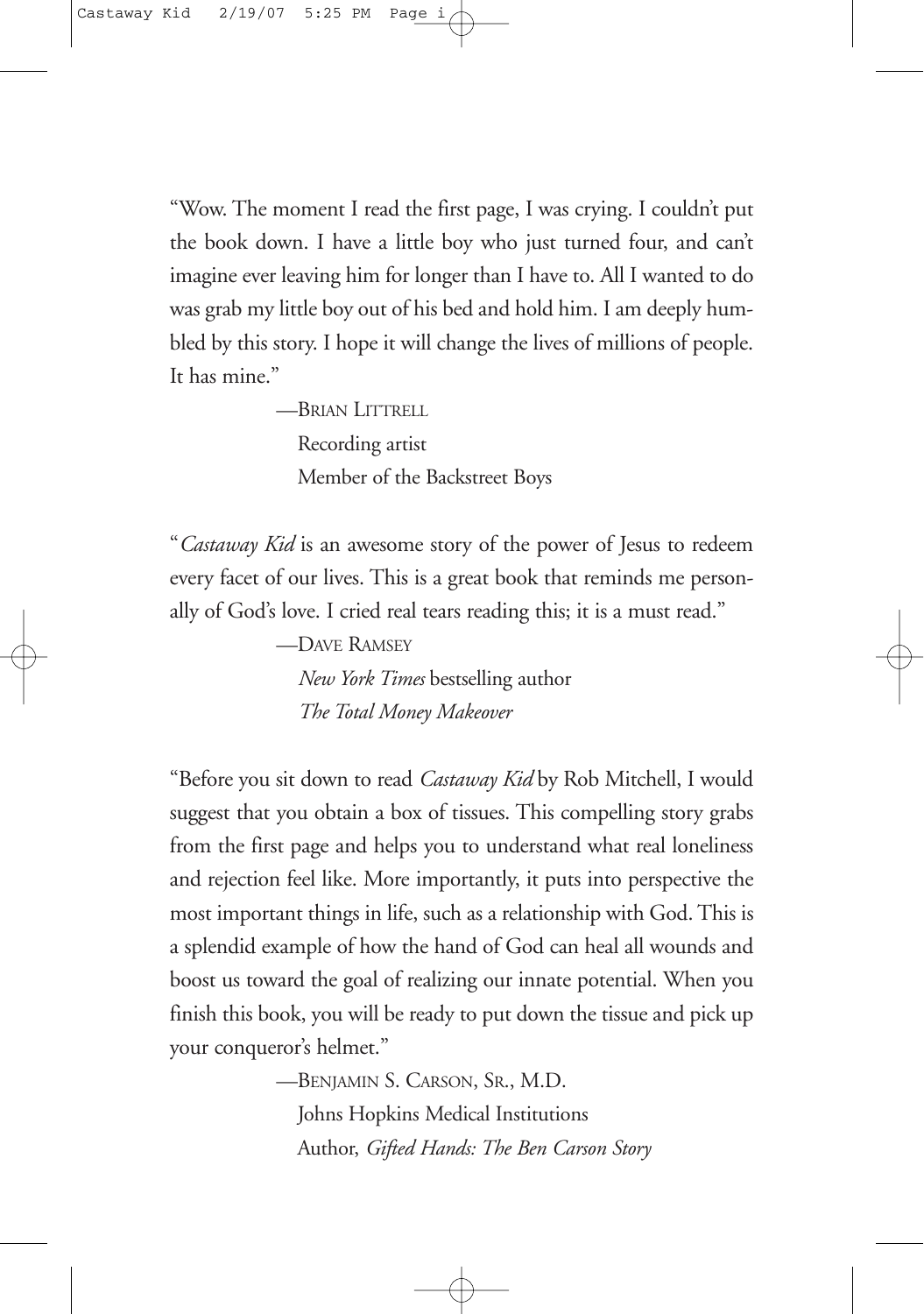"Wow. The moment I read the first page, I was crying. I couldn't put the book down. I have a little boy who just turned four, and can't imagine ever leaving him for longer than I have to. All I wanted to do was grab my little boy out of his bed and hold him. I am deeply humbled by this story. I hope it will change the lives of millions of people. It has mine."

—Brian Littrell
Recording artist
Member of the Backstreet Boys

"*Castaway Kid* is an awesome story of the power of Jesus to redeem every facet of our lives. This is a great book that reminds me personally of God's love. I cried real tears reading this; it is a must read."

—Dave Ramsey
*New York Times* bestselling author
*The Total Money Makeover*

"Before you sit down to read *Castaway Kid* by Rob Mitchell, I would suggest that you obtain a box of tissues. This compelling story grabs from the first page and helps you to understand what real loneliness and rejection feel like. More importantly, it puts into perspective the most important things in life, such as a relationship with God. This is a splendid example of how the hand of God can heal all wounds and boost us toward the goal of realizing our innate potential. When you finish this book, you will be ready to put down the tissue and pick up your conqueror's helmet."

—Benjamin S. Carson, Sr., M.D.
Johns Hopkins Medical Institutions
Author, *Gifted Hands: The Ben Carson Story*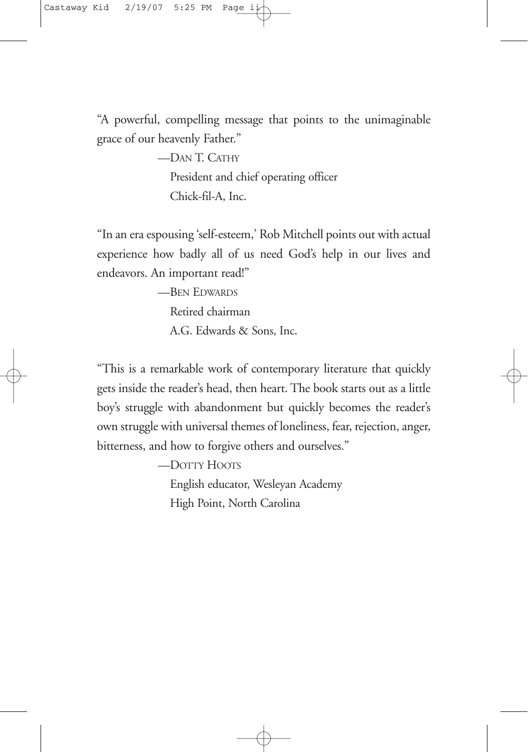"A powerful, compelling message that points to the unimaginable grace of our heavenly Father."

—DAN T. CATHY
President and chief operating officer
Chick-fil-A, Inc.

"In an era espousing 'self-esteem,' Rob Mitchell points out with actual experience how badly all of us need God's help in our lives and endeavors. An important read!"

—BEN EDWARDS
Retired chairman
A.G. Edwards & Sons, Inc.

"This is a remarkable work of contemporary literature that quickly gets inside the reader's head, then heart. The book starts out as a little boy's struggle with abandonment but quickly becomes the reader's own struggle with universal themes of loneliness, fear, rejection, anger, bitterness, and how to forgive others and ourselves."

—DOTTY HOOTS
English educator, Wesleyan Academy
High Point, North Carolina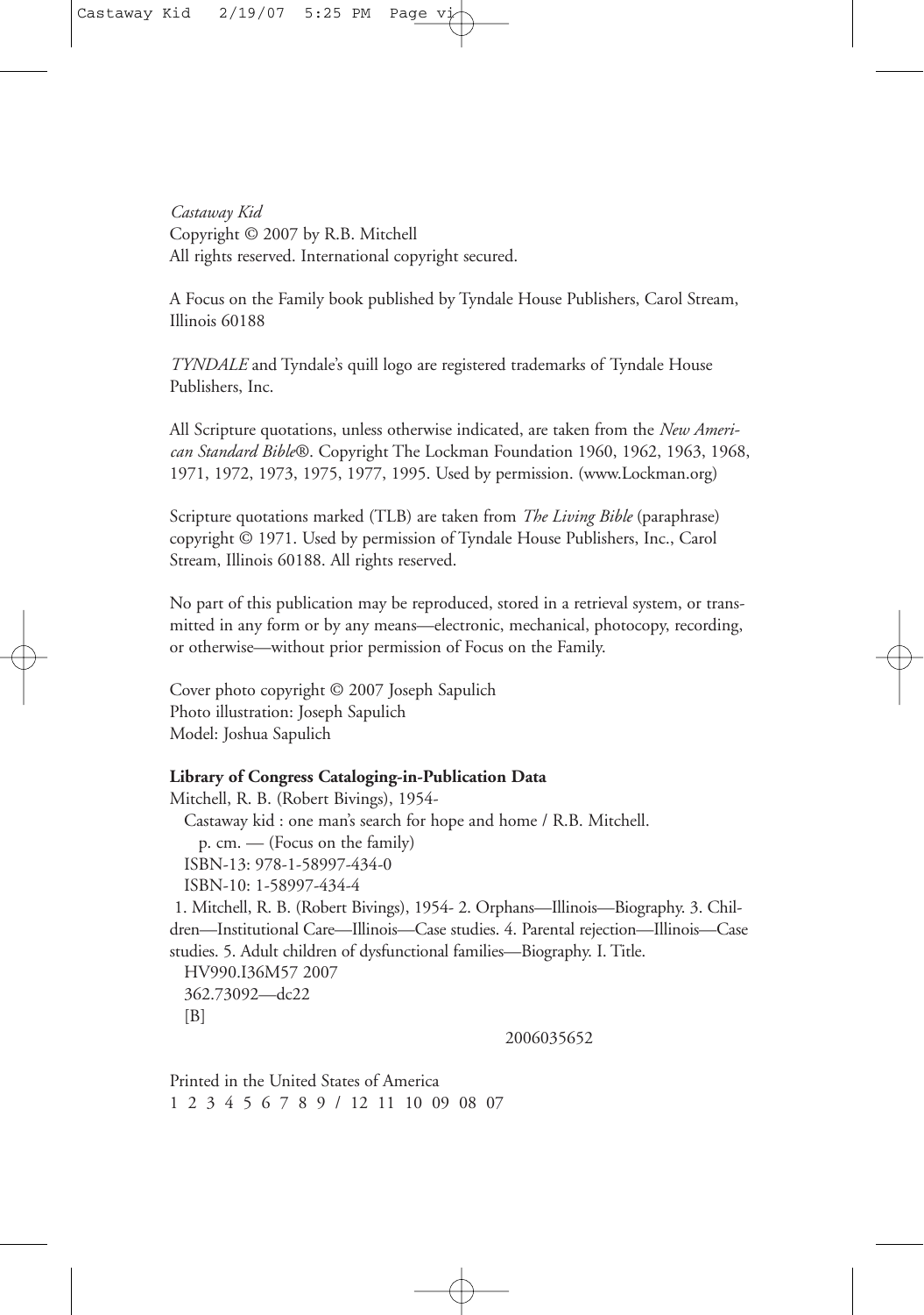*Castaway Kid*
Copyright © 2007 by R.B. Mitchell
All rights reserved. International copyright secured.

A Focus on the Family book published by Tyndale House Publishers, Carol Stream, Illinois 60188

*TYNDALE* and Tyndale's quill logo are registered trademarks of Tyndale House Publishers, Inc.

All Scripture quotations, unless otherwise indicated, are taken from the *New American Standard Bible*®. Copyright The Lockman Foundation 1960, 1962, 1963, 1968, 1971, 1972, 1973, 1975, 1977, 1995. Used by permission. (www.Lockman.org)

Scripture quotations marked (TLB) are taken from *The Living Bible* (paraphrase) copyright © 1971. Used by permission of Tyndale House Publishers, Inc., Carol Stream, Illinois 60188. All rights reserved.

No part of this publication may be reproduced, stored in a retrieval system, or transmitted in any form or by any means—electronic, mechanical, photocopy, recording, or otherwise—without prior permission of Focus on the Family.

Cover photo copyright © 2007 Joseph Sapulich
Photo illustration: Joseph Sapulich
Model: Joshua Sapulich

**Library of Congress Cataloging-in-Publication Data**

Mitchell, R. B. (Robert Bivings), 1954-
Castaway kid : one man's search for hope and home / R.B. Mitchell.
p. cm. — (Focus on the family)
ISBN-13: 978-1-58997-434-0
ISBN-10: 1-58997-434-4
1. Mitchell, R. B. (Robert Bivings), 1954- 2. Orphans—Illinois—Biography. 3. Children—Institutional Care—Illinois—Case studies. 4. Parental rejection—Illinois—Case studies. 5. Adult children of dysfunctional families—Biography. I. Title.
HV990.I36M57 2007
362.73092—dc22
[B]

2006035652

Printed in the United States of America
1 2 3 4 5 6 7 8 9 / 12 11 10 09 08 07